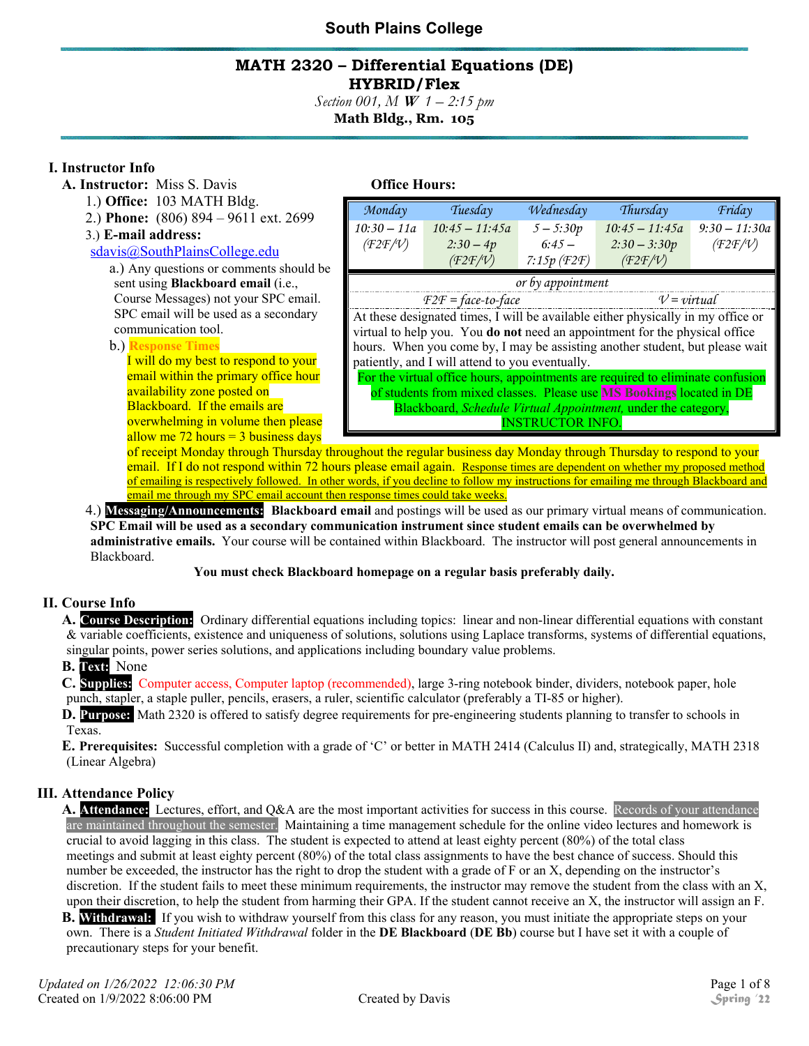# South Plains College

## MATH 2320 – Differential Equations (DE)

**HYBRID/Flex**

*Section 001, M **W** 1 – 2:15 pm*

**Math Bldg., Rm. 105**

## I. Instructor Info

**A. Instructor:** Miss S. Davis

1.) **Office:** 103 MATH Bldg.

2.) **Phone:** (806) 894 – 9611 ext. 2699

3.) **E-mail address:**

sdavis@SouthPlainsCollege.edu

a.) Any questions or comments should be sent using **Blackboard email** (i.e., Course Messages) not your SPC email. SPC email will be used as a secondary communication tool.

b.) Response Times

I will do my best to respond to your email within the primary office hour availability zone posted on Blackboard. If the emails are overwhelming in volume then please allow me 72 hours = 3 business days of receipt Monday through Thursday throughout the regular business day Monday through Thursday to respond to your email. If I do not respond within 72 hours please email again. Response times are dependent on whether my proposed method of emailing is respectively followed. In other words, if you decline to follow my instructions for emailing me through Blackboard and email me through my SPC email account then response times could take weeks.

**Office Hours:**

| *Monday* | *Tuesday* | *Wednesday* | *Thursday* | *Friday* |
|---|---|---|---|---|
| *10:30 – 11a (F2F/V)* | *10:45 – 11:45a 2:30 – 4p (F2F/V)* | *5 – 5:30p 6:45 – 7:15p (F2F)* | *10:45 – 11:45a 2:30 – 3:30p (F2F/V)* | *9:30 – 11:30a (F2F/V)* |

*or by appointment*

*F2F = face-to-face* *V = virtual*

At these designated times, I will be available either physically in my office or virtual to help you. You **do not** need an appointment for the physical office hours. When you come by, I may be assisting another student, but please wait patiently, and I will attend to you eventually.

For the virtual office hours, appointments are required to eliminate confusion of students from mixed classes. Please use MS Bookings located in DE Blackboard, *Schedule Virtual Appointment,* under the category, INSTRUCTOR INFO.

4.) **Messaging/Announcements:** **Blackboard email** and postings will be used as our primary virtual means of communication. **SPC Email will be used as a secondary communication instrument since student emails can be overwhelmed by administrative emails.** Your course will be contained within Blackboard. The instructor will post general announcements in Blackboard.

**You must check Blackboard homepage on a regular basis preferably daily.**

## II. Course Info

**A. Course Description:** Ordinary differential equations including topics: linear and non-linear differential equations with constant & variable coefficients, existence and uniqueness of solutions, solutions using Laplace transforms, systems of differential equations, singular points, power series solutions, and applications including boundary value problems.

**B. Text:** None

**C. Supplies:** Computer access, Computer laptop (recommended), large 3-ring notebook binder, dividers, notebook paper, hole punch, stapler, a staple puller, pencils, erasers, a ruler, scientific calculator (preferably a TI-85 or higher).

**D. Purpose:** Math 2320 is offered to satisfy degree requirements for pre-engineering students planning to transfer to schools in Texas.

**E. Prerequisites:** Successful completion with a grade of 'C' or better in MATH 2414 (Calculus II) and, strategically, MATH 2318 (Linear Algebra)

## III. Attendance Policy

**A. Attendance:** Lectures, effort, and Q&A are the most important activities for success in this course. Records of your attendance are maintained throughout the semester. Maintaining a time management schedule for the online video lectures and homework is crucial to avoid lagging in this class. The student is expected to attend at least eighty percent (80%) of the total class meetings and submit at least eighty percent (80%) of the total class assignments to have the best chance of success. Should this number be exceeded, the instructor has the right to drop the student with a grade of F or an X, depending on the instructor's discretion. If the student fails to meet these minimum requirements, the instructor may remove the student from the class with an X, upon their discretion, to help the student from harming their GPA. If the student cannot receive an X, the instructor will assign an F.

**B. Withdrawal:** If you wish to withdraw yourself from this class for any reason, you must initiate the appropriate steps on your own. There is a *Student Initiated Withdrawal* folder in the **DE Blackboard** (**DE Bb**) course but I have set it with a couple of precautionary steps for your benefit.

*Updated on 1/26/2022 12:06:30 PM*
Created on 1/9/2022 8:06:00 PM

Created by Davis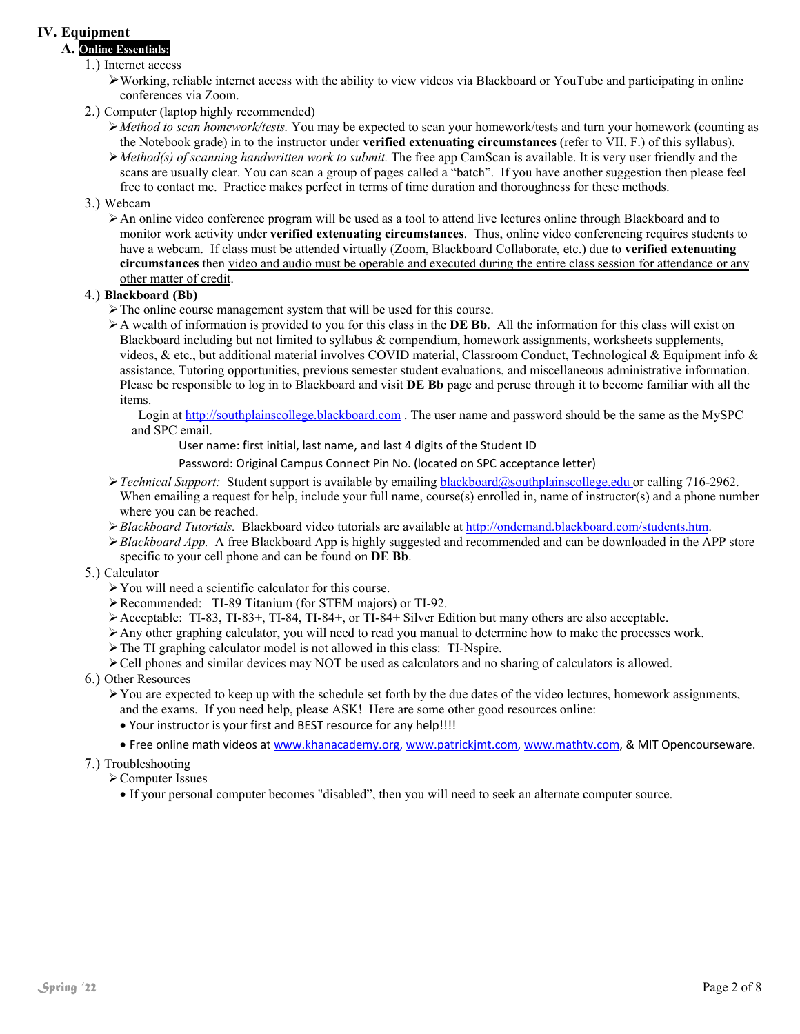# IV. Equipment

## A. **Online Essentials:**

1.) Internet access

- Working, reliable internet access with the ability to view videos via Blackboard or YouTube and participating in online conferences via Zoom.

2.) Computer (laptop highly recommended)

- *Method to scan homework/tests.* You may be expected to scan your homework/tests and turn your homework (counting as the Notebook grade) in to the instructor under **verified extenuating circumstances** (refer to VII. F.) of this syllabus).
- *Method(s) of scanning handwritten work to submit.* The free app CamScan is available. It is very user friendly and the scans are usually clear. You can scan a group of pages called a "batch". If you have another suggestion then please feel free to contact me. Practice makes perfect in terms of time duration and thoroughness for these methods.

3.) Webcam

- An online video conference program will be used as a tool to attend live lectures online through Blackboard and to monitor work activity under **verified extenuating circumstances**. Thus, online video conferencing requires students to have a webcam. If class must be attended virtually (Zoom, Blackboard Collaborate, etc.) due to **verified extenuating circumstances** then <u>video and audio must be operable and executed during the entire class session for attendance or any other matter of credit</u>.

4.) **Blackboard (Bb)**

- The online course management system that will be used for this course.
- A wealth of information is provided to you for this class in the **DE Bb**. All the information for this class will exist on Blackboard including but not limited to syllabus & compendium, homework assignments, worksheets supplements, videos, & etc., but additional material involves COVID material, Classroom Conduct, Technological & Equipment info & assistance, Tutoring opportunities, previous semester student evaluations, and miscellaneous administrative information. Please be responsible to log in to Blackboard and visit **DE Bb** page and peruse through it to become familiar with all the items.

  Login at http://southplainscollege.blackboard.com . The user name and password should be the same as the MySPC and SPC email.

  User name: first initial, last name, and last 4 digits of the Student ID

  Password: Original Campus Connect Pin No. (located on SPC acceptance letter)

- *Technical Support:* Student support is available by emailing blackboard@southplainscollege.edu or calling 716-2962. When emailing a request for help, include your full name, course(s) enrolled in, name of instructor(s) and a phone number where you can be reached.
- *Blackboard Tutorials.* Blackboard video tutorials are available at http://ondemand.blackboard.com/students.htm.
- *Blackboard App.* A free Blackboard App is highly suggested and recommended and can be downloaded in the APP store specific to your cell phone and can be found on **DE Bb**.

5.) Calculator

- You will need a scientific calculator for this course.
- Recommended: TI-89 Titanium (for STEM majors) or TI-92.
- Acceptable: TI-83, TI-83+, TI-84, TI-84+, or TI-84+ Silver Edition but many others are also acceptable.
- Any other graphing calculator, you will need to read you manual to determine how to make the processes work.
- The TI graphing calculator model is not allowed in this class: TI-Nspire.
- Cell phones and similar devices may NOT be used as calculators and no sharing of calculators is allowed.

6.) Other Resources

- You are expected to keep up with the schedule set forth by the due dates of the video lectures, homework assignments, and the exams. If you need help, please ASK! Here are some other good resources online:
  - Your instructor is your first and BEST resource for any help!!!!
  - Free online math videos at www.khanacademy.org, www.patrickjmt.com, www.mathtv.com, & MIT Opencourseware.

7.) Troubleshooting

- Computer Issues
  - If your personal computer becomes "disabled", then you will need to seek an alternate computer source.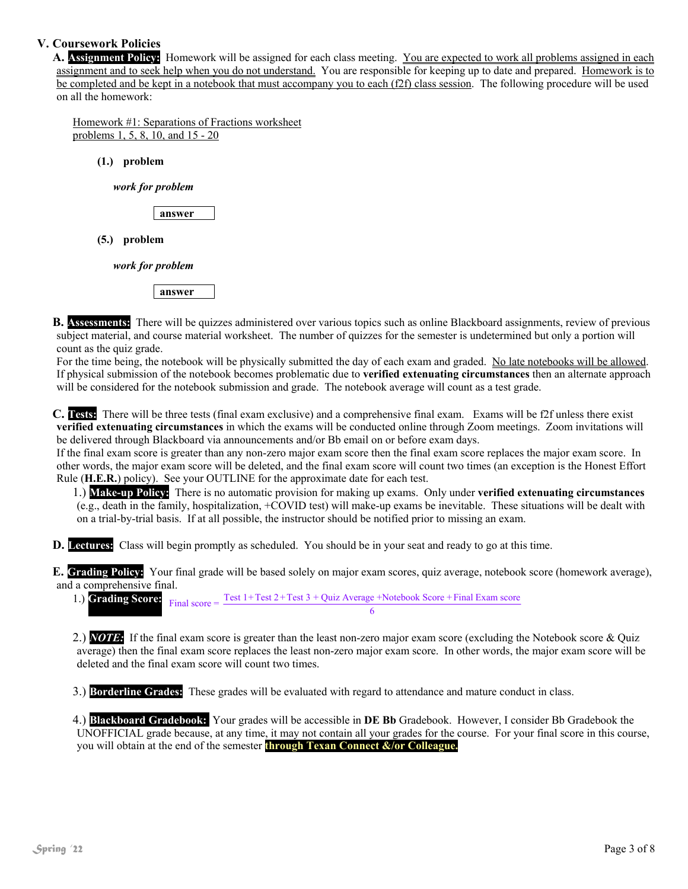## V. Coursework Policies

**A. Assignment Policy:** Homework will be assigned for each class meeting. <u>You are expected to work all problems assigned in each assignment and to seek help when you do not understand.</u> You are responsible for keeping up to date and prepared. <u>Homework is to be completed and be kept in a notebook that must accompany you to each (f2f) class session</u>. The following procedure will be used on all the homework:

<u>Homework #1: Separations of Fractions worksheet</u>
<u>problems 1, 5, 8, 10, and 15 - 20</u>

**(1.) problem**

***work for problem***

| **answer** |
|---|

**(5.) problem**

***work for problem***

| **answer** |
|---|

**B. Assessments:** There will be quizzes administered over various topics such as online Blackboard assignments, review of previous subject material, and course material worksheet. The number of quizzes for the semester is undetermined but only a portion will count as the quiz grade.
For the time being, the notebook will be physically submitted the day of each exam and graded. <u>No late notebooks will be allowed</u>. If physical submission of the notebook becomes problematic due to **verified extenuating circumstances** then an alternate approach will be considered for the notebook submission and grade. The notebook average will count as a test grade.

**C. Tests:** There will be three tests (final exam exclusive) and a comprehensive final exam. Exams will be f2f unless there exist **verified extenuating circumstances** in which the exams will be conducted online through Zoom meetings. Zoom invitations will be delivered through Blackboard via announcements and/or Bb email on or before exam days.
If the final exam score is greater than any non-zero major exam score then the final exam score replaces the major exam score. In other words, the major exam score will be deleted, and the final exam score will count two times (an exception is the Honest Effort Rule (**H.E.R.**) policy). See your OUTLINE for the approximate date for each test.

1.) **Make-up Policy:** There is no automatic provision for making up exams. Only under **verified extenuating circumstances** (e.g., death in the family, hospitalization, +COVID test) will make-up exams be inevitable. These situations will be dealt with on a trial-by-trial basis. If at all possible, the instructor should be notified prior to missing an exam.

**D. Lectures:** Class will begin promptly as scheduled. You should be in your seat and ready to go at this time.

**E. Grading Policy:** Your final grade will be based solely on major exam scores, quiz average, notebook score (homework average), and a comprehensive final.

1.) **Grading Score:**

$$\text{Final score} = \frac{\text{Test 1} + \text{Test 2} + \text{Test 3} + \text{Quiz Average} + \text{Notebook Score} + \text{Final Exam score}}{6}$$

2.) ***NOTE:*** If the final exam score is greater than the least non-zero major exam score (excluding the Notebook score & Quiz average) then the final exam score replaces the least non-zero major exam score. In other words, the major exam score will be deleted and the final exam score will count two times.

3.) **Borderline Grades:** These grades will be evaluated with regard to attendance and mature conduct in class.

4.) **Blackboard Gradebook:** Your grades will be accessible in **DE Bb** Gradebook. However, I consider Bb Gradebook the UNOFFICIAL grade because, at any time, it may not contain all your grades for the course. For your final score in this course, you will obtain at the end of the semester **through Texan Connect &/or Colleague.**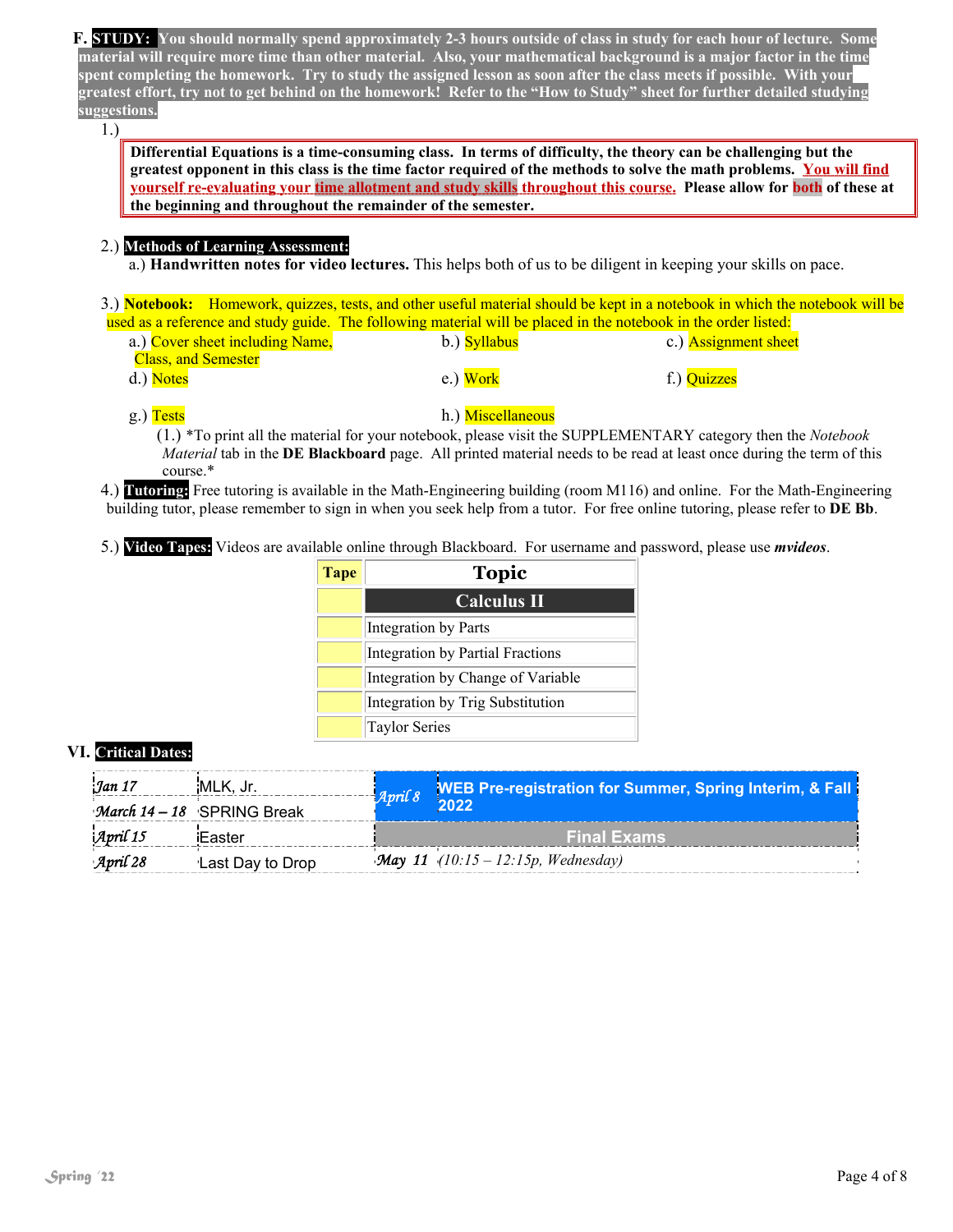**F. STUDY:** **You should normally spend approximately 2-3 hours outside of class in study for each hour of lecture. Some material will require more time than other material. Also, your mathematical background is a major factor in the time spent completing the homework. Try to study the assigned lesson as soon after the class meets if possible. With your greatest effort, try not to get behind on the homework! Refer to the "How to Study" sheet for further detailed studying suggestions.**

1.)

> **Differential Equations is a time-consuming class. In terms of difficulty, the theory can be challenging but the greatest opponent in this class is the time factor required of the methods to solve the math problems. You will find yourself re-evaluating your time allotment and study skills throughout this course. Please allow for both of these at the beginning and throughout the remainder of the semester.**

2.) **Methods of Learning Assessment:**

a.) **Handwritten notes for video lectures.** This helps both of us to be diligent in keeping your skills on pace.

3.) **Notebook:** Homework, quizzes, tests, and other useful material should be kept in a notebook in which the notebook will be used as a reference and study guide. The following material will be placed in the notebook in the order listed:

a.) Cover sheet including Name, Class, and Semester
b.) Syllabus
c.) Assignment sheet
d.) Notes
e.) Work
f.) Quizzes
g.) Tests
h.) Miscellaneous

(1.) *To print all the material for your notebook, please visit the SUPPLEMENTARY category then the *Notebook Material* tab in the **DE Blackboard** page. All printed material needs to be read at least once during the term of this course.*

4.) **Tutoring:** Free tutoring is available in the Math-Engineering building (room M116) and online. For the Math-Engineering building tutor, please remember to sign in when you seek help from a tutor. For free online tutoring, please refer to **DE Bb**.

5.) **Video Tapes:** Videos are available online through Blackboard. For username and password, please use ***mvideos***.

| Tape | Topic |
|---|---|
| | **Calculus II** |
| | Integration by Parts |
| | Integration by Partial Fractions |
| | Integration by Change of Variable |
| | Integration by Trig Substitution |
| | Taylor Series |

## VI. Critical Dates:

| | | | |
|---|---|---|---|
| *Jan 17* | MLK, Jr. | *April 8* | **WEB Pre-registration for Summer, Spring Interim, & Fall 2022** |
| *March 14 – 18* | SPRING Break | | |
| *April 15* | Easter | | **Final Exams** |
| *April 28* | Last Day to Drop | *May 11* | *(10:15 – 12:15p, Wednesday)* |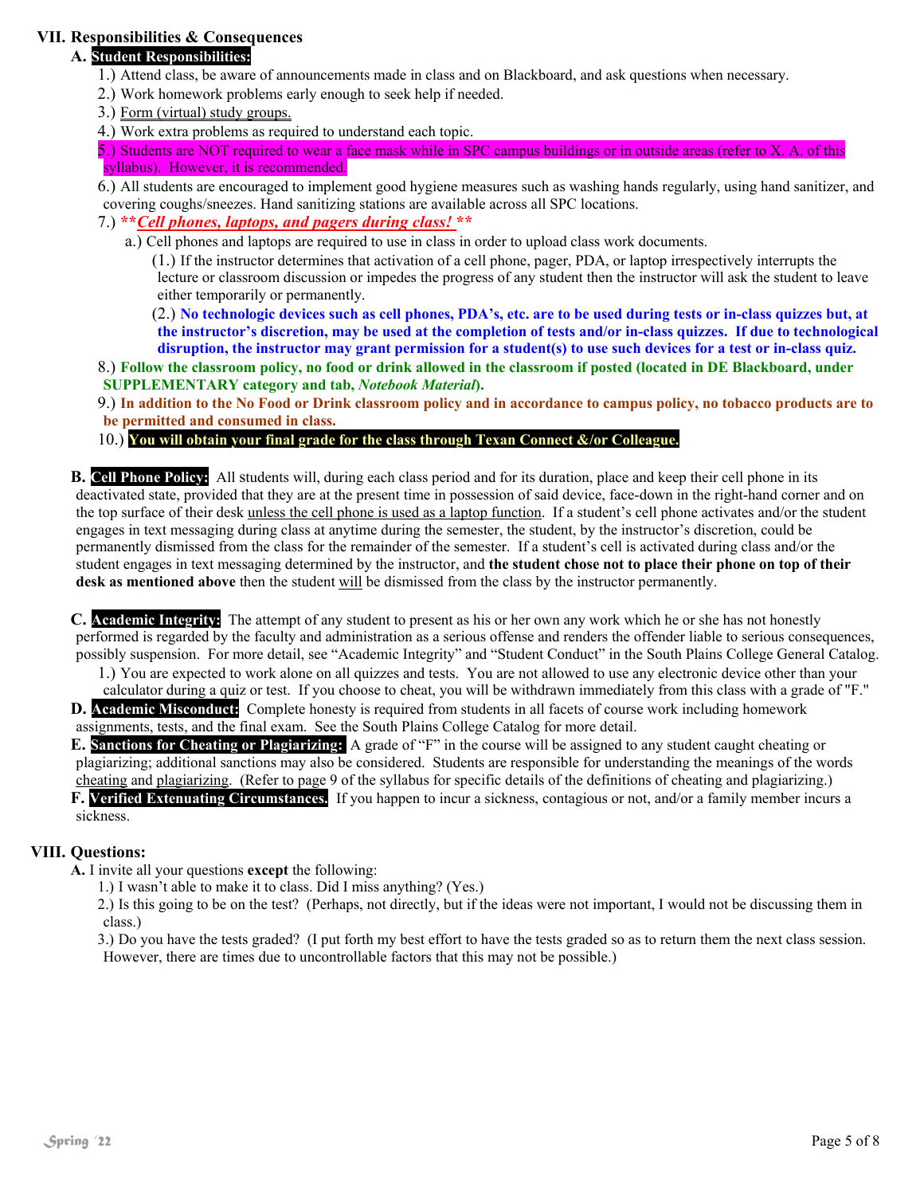## VII. Responsibilities & Consequences

### A. **Student Responsibilities:**

1.) Attend class, be aware of announcements made in class and on Blackboard, and ask questions when necessary.

2.) Work homework problems early enough to seek help if needed.

3.) Form (virtual) study groups.

4.) Work extra problems as required to understand each topic.

5.) Students are NOT required to wear a face mask while in SPC campus buildings or in outside areas (refer to X. A. of this syllabus). However, it is recommended.

6.) All students are encouraged to implement good hygiene measures such as washing hands regularly, using hand sanitizer, and covering coughs/sneezes. Hand sanitizing stations are available across all SPC locations.

7.) ***\*\*Cell phones, laptops, and pagers during class! \*\****

a.) Cell phones and laptops are required to use in class in order to upload class work documents.

(1.) If the instructor determines that activation of a cell phone, pager, PDA, or laptop irrespectively interrupts the lecture or classroom discussion or impedes the progress of any student then the instructor will ask the student to leave either temporarily or permanently.

(2.) **No technologic devices such as cell phones, PDA's, etc. are to be used during tests or in-class quizzes but, at the instructor's discretion, may be used at the completion of tests and/or in-class quizzes. If due to technological disruption, the instructor may grant permission for a student(s) to use such devices for a test or in-class quiz.**

8.) **Follow the classroom policy, no food or drink allowed in the classroom if posted (located in DE Blackboard, under SUPPLEMENTARY category and tab, *Notebook Material*).**

9.) **In addition to the No Food or Drink classroom policy and in accordance to campus policy, no tobacco products are to be permitted and consumed in class.**

10.) **You will obtain your final grade for the class through Texan Connect &/or Colleague.**

**B. Cell Phone Policy:** All students will, during each class period and for its duration, place and keep their cell phone in its deactivated state, provided that they are at the present time in possession of said device, face-down in the right-hand corner and on the top surface of their desk unless the cell phone is used as a laptop function. If a student's cell phone activates and/or the student engages in text messaging during class at anytime during the semester, the student, by the instructor's discretion, could be permanently dismissed from the class for the remainder of the semester. If a student's cell is activated during class and/or the student engages in text messaging determined by the instructor, and **the student chose not to place their phone on top of their desk as mentioned above** then the student will be dismissed from the class by the instructor permanently.

**C. Academic Integrity:** The attempt of any student to present as his or her own any work which he or she has not honestly performed is regarded by the faculty and administration as a serious offense and renders the offender liable to serious consequences, possibly suspension. For more detail, see "Academic Integrity" and "Student Conduct" in the South Plains College General Catalog.

1.) You are expected to work alone on all quizzes and tests. You are not allowed to use any electronic device other than your calculator during a quiz or test. If you choose to cheat, you will be withdrawn immediately from this class with a grade of "F."

**D. Academic Misconduct:** Complete honesty is required from students in all facets of course work including homework assignments, tests, and the final exam. See the South Plains College Catalog for more detail.

**E. Sanctions for Cheating or Plagiarizing:** A grade of "F" in the course will be assigned to any student caught cheating or plagiarizing; additional sanctions may also be considered. Students are responsible for understanding the meanings of the words cheating and plagiarizing. (Refer to page 9 of the syllabus for specific details of the definitions of cheating and plagiarizing.)

**F. Verified Extenuating Circumstances.** If you happen to incur a sickness, contagious or not, and/or a family member incurs a sickness.

## VIII. Questions:

**A.** I invite all your questions **except** the following:

1.) I wasn't able to make it to class. Did I miss anything? (Yes.)

2.) Is this going to be on the test? (Perhaps, not directly, but if the ideas were not important, I would not be discussing them in class.)

3.) Do you have the tests graded? (I put forth my best effort to have the tests graded so as to return them the next class session. However, there are times due to uncontrollable factors that this may not be possible.)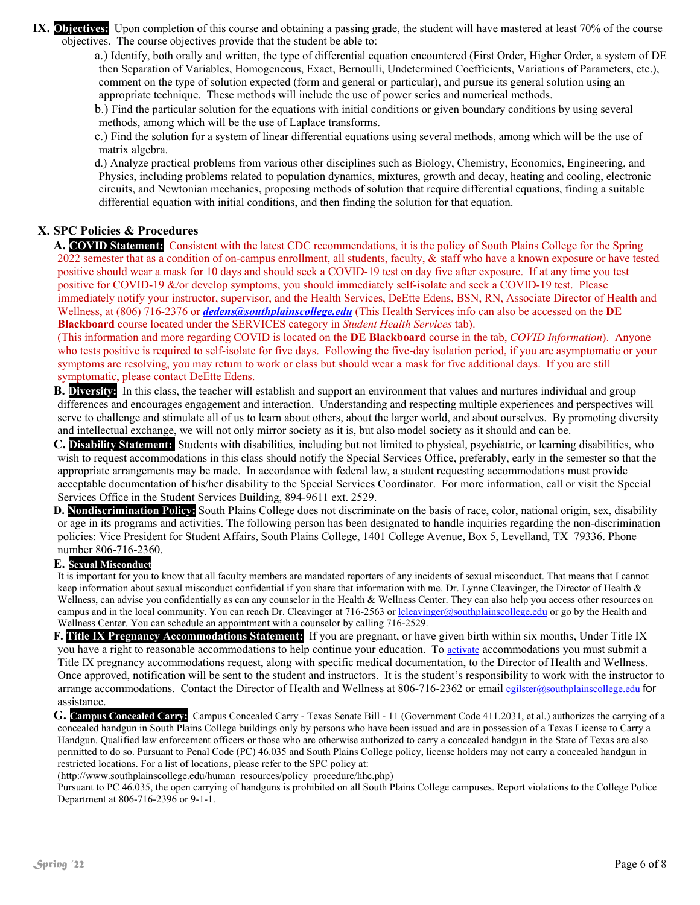**IX. Objectives:** Upon completion of this course and obtaining a passing grade, the student will have mastered at least 70% of the course objectives. The course objectives provide that the student be able to:

a.) Identify, both orally and written, the type of differential equation encountered (First Order, Higher Order, a system of DE then Separation of Variables, Homogeneous, Exact, Bernoulli, Undetermined Coefficients, Variations of Parameters, etc.), comment on the type of solution expected (form and general or particular), and pursue its general solution using an appropriate technique. These methods will include the use of power series and numerical methods.

b.) Find the particular solution for the equations with initial conditions or given boundary conditions by using several methods, among which will be the use of Laplace transforms.

c.) Find the solution for a system of linear differential equations using several methods, among which will be the use of matrix algebra.

d.) Analyze practical problems from various other disciplines such as Biology, Chemistry, Economics, Engineering, and Physics, including problems related to population dynamics, mixtures, growth and decay, heating and cooling, electronic circuits, and Newtonian mechanics, proposing methods of solution that require differential equations, finding a suitable differential equation with initial conditions, and then finding the solution for that equation.

## X. SPC Policies & Procedures

**A. COVID Statement:** Consistent with the latest CDC recommendations, it is the policy of South Plains College for the Spring 2022 semester that as a condition of on-campus enrollment, all students, faculty, & staff who have a known exposure or have tested positive should wear a mask for 10 days and should seek a COVID-19 test on day five after exposure. If at any time you test positive for COVID-19 &/or develop symptoms, you should immediately self-isolate and seek a COVID-19 test. Please immediately notify your instructor, supervisor, and the Health Services, DeEtte Edens, BSN, RN, Associate Director of Health and Wellness, at (806) 716-2376 or ***dedens@southplainscollege.edu*** (This Health Services info can also be accessed on the **DE Blackboard** course located under the SERVICES category in *Student Health Services* tab).
(This information and more regarding COVID is located on the **DE Blackboard** course in the tab, *COVID Information*). Anyone who tests positive is required to self-isolate for five days. Following the five-day isolation period, if you are asymptomatic or your symptoms are resolving, you may return to work or class but should wear a mask for five additional days. If you are still symptomatic, please contact DeEtte Edens.

**B. Diversity:** In this class, the teacher will establish and support an environment that values and nurtures individual and group differences and encourages engagement and interaction. Understanding and respecting multiple experiences and perspectives will serve to challenge and stimulate all of us to learn about others, about the larger world, and about ourselves. By promoting diversity and intellectual exchange, we will not only mirror society as it is, but also model society as it should and can be.

**C. Disability Statement:** Students with disabilities, including but not limited to physical, psychiatric, or learning disabilities, who wish to request accommodations in this class should notify the Special Services Office, preferably, early in the semester so that the appropriate arrangements may be made. In accordance with federal law, a student requesting accommodations must provide acceptable documentation of his/her disability to the Special Services Coordinator. For more information, call or visit the Special Services Office in the Student Services Building, 894-9611 ext. 2529.

**D. Nondiscrimination Policy:** South Plains College does not discriminate on the basis of race, color, national origin, sex, disability or age in its programs and activities. The following person has been designated to handle inquiries regarding the non-discrimination policies: Vice President for Student Affairs, South Plains College, 1401 College Avenue, Box 5, Levelland, TX 79336. Phone number 806-716-2360.

**E. Sexual Misconduct**

It is important for you to know that all faculty members are mandated reporters of any incidents of sexual misconduct. That means that I cannot keep information about sexual misconduct confidential if you share that information with me. Dr. Lynne Cleavinger, the Director of Health & Wellness, can advise you confidentially as can any counselor in the Health & Wellness Center. They can also help you access other resources on campus and in the local community. You can reach Dr. Cleavinger at 716-2563 or lcleavinger@southplainscollege.edu or go by the Health and Wellness Center. You can schedule an appointment with a counselor by calling 716-2529.

**F. Title IX Pregnancy Accommodations Statement:** If you are pregnant, or have given birth within six months, Under Title IX you have a right to reasonable accommodations to help continue your education. To activate accommodations you must submit a Title IX pregnancy accommodations request, along with specific medical documentation, to the Director of Health and Wellness. Once approved, notification will be sent to the student and instructors. It is the student's responsibility to work with the instructor to arrange accommodations. Contact the Director of Health and Wellness at 806-716-2362 or email cgilster@southplainscollege.edu for assistance.

**G. Campus Concealed Carry:** Campus Concealed Carry - Texas Senate Bill - 11 (Government Code 411.2031, et al.) authorizes the carrying of a concealed handgun in South Plains College buildings only by persons who have been issued and are in possession of a Texas License to Carry a Handgun. Qualified law enforcement officers or those who are otherwise authorized to carry a concealed handgun in the State of Texas are also permitted to do so. Pursuant to Penal Code (PC) 46.035 and South Plains College policy, license holders may not carry a concealed handgun in restricted locations. For a list of locations, please refer to the SPC policy at:
(http://www.southplainscollege.edu/human_resources/policy_procedure/hhc.php)
Pursuant to PC 46.035, the open carrying of handguns is prohibited on all South Plains College campuses. Report violations to the College Police Department at 806-716-2396 or 9-1-1.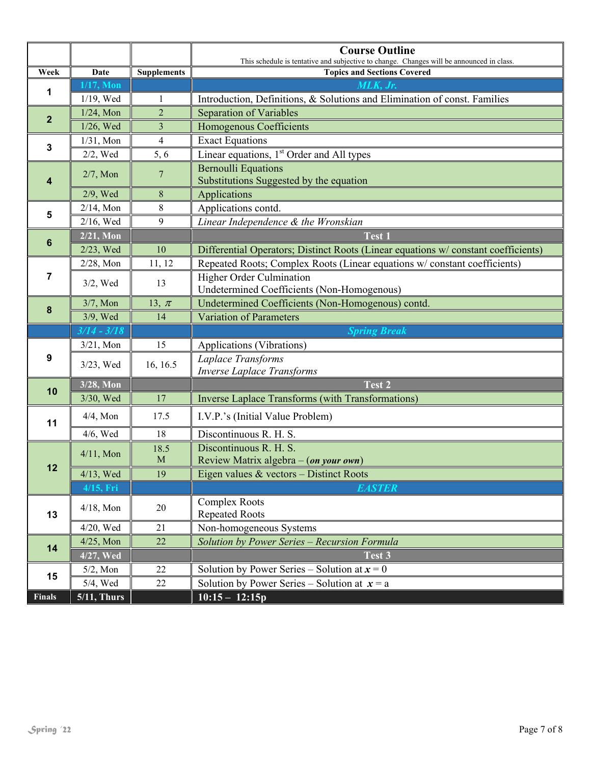| | | | **Course Outline**<br>This schedule is tentative and subjective to change. Changes will be announced in class. |
|---|---|---|---|
| **Week** | **Date** | **Supplements** | **Topics and Sections Covered** |
| 1 | 1/17, Mon | | *MLK, Jr.* |
| | 1/19, Wed | 1 | Introduction, Definitions, & Solutions and Elimination of const. Families |
| 2 | 1/24, Mon | 2 | Separation of Variables |
| | 1/26, Wed | 3 | Homogenous Coefficients |
| 3 | 1/31, Mon | 4 | Exact Equations |
| | 2/2, Wed | 5, 6 | Linear equations, 1st Order and All types |
| 4 | 2/7, Mon | 7 | Bernoulli Equations<br>Substitutions Suggested by the equation |
| | 2/9, Wed | 8 | Applications |
| 5 | 2/14, Mon | 8 | Applications contd. |
| | 2/16, Wed | 9 | *Linear Independence & the Wronskian* |
| 6 | 2/21, Mon | | **Test 1** |
| | 2/23, Wed | 10 | Differential Operators; Distinct Roots (Linear equations w/ constant coefficients) |
| 7 | 2/28, Mon | 11, 12 | Repeated Roots; Complex Roots (Linear equations w/ constant coefficients) |
| | 3/2, Wed | 13 | Higher Order Culmination<br>Undetermined Coefficients (Non-Homogenous) |
| 8 | 3/7, Mon | 13, $\pi$ | Undetermined Coefficients (Non-Homogenous) contd. |
| | 3/9, Wed | 14 | Variation of Parameters |
| | *3/14 - 3/18* | | *Spring Break* |
| 9 | 3/21, Mon | 15 | Applications (Vibrations) |
| | 3/23, Wed | 16, 16.5 | *Laplace Transforms*<br>*Inverse Laplace Transforms* |
| 10 | 3/28, Mon | | **Test 2** |
| | 3/30, Wed | 17 | Inverse Laplace Transforms (with Transformations) |
| 11 | 4/4, Mon | 17.5 | I.V.P.'s (Initial Value Problem) |
| | 4/6, Wed | 18 | Discontinuous R. H. S. |
| 12 | 4/11, Mon | 18.5<br>M | Discontinuous R. H. S.<br>Review Matrix algebra – (***on your own***) |
| | 4/13, Wed | 19 | Eigen values & vectors – Distinct Roots |
| | 4/15, Fri | | *EASTER* |
| 13 | 4/18, Mon | 20 | Complex Roots<br>Repeated Roots |
| | 4/20, Wed | 21 | Non-homogeneous Systems |
| 14 | 4/25, Mon | 22 | *Solution by Power Series – Recursion Formula* |
| | 4/27, Wed | | **Test 3** |
| 15 | 5/2, Mon | 22 | Solution by Power Series – Solution at $x = 0$ |
| | 5/4, Wed | 22 | Solution by Power Series – Solution at $x = \text{a}$ |
| **Finals** | **5/11, Thurs** | | **10:15 – 12:15p** |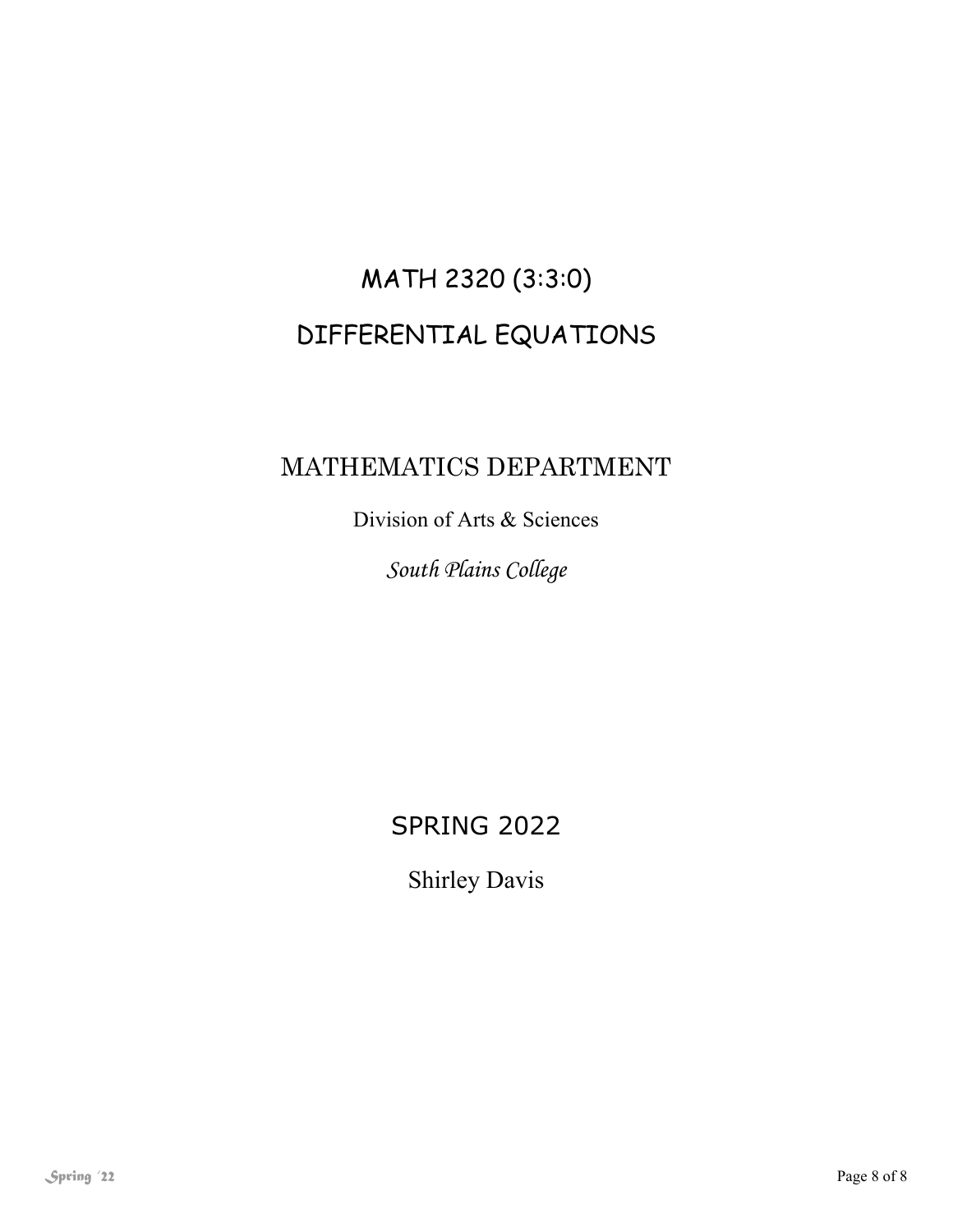# MATH 2320 (3:3:0)

# DIFFERENTIAL EQUATIONS

## MATHEMATICS DEPARTMENT

Division of Arts & Sciences

*South Plains College*

## SPRING 2022

Shirley Davis